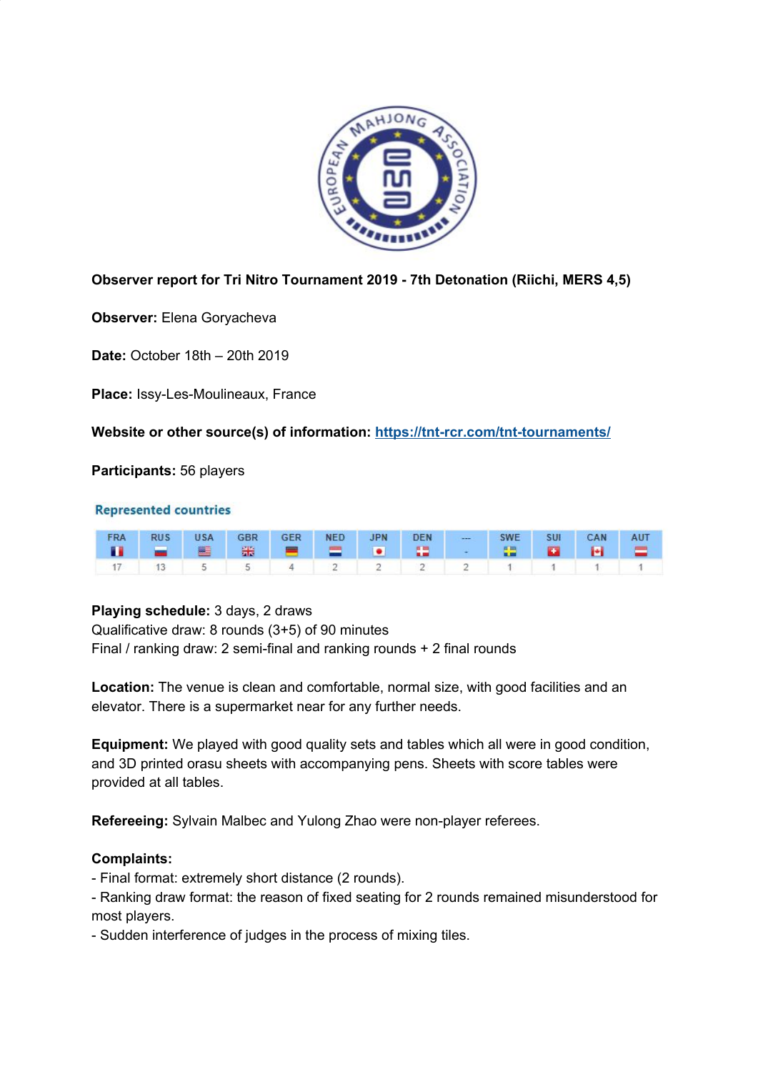**Observer report for Tri Nitro Tournament 2019 - 7th Detonation (Riichi, MERS 4,5)**

**Observer:** Elena Goryacheva

**Date:** October 18th – 20th 2019

**Place:** Issy-Les-Moulineaux, France

**Website or other source(s) of information:** [https://tnt-rcr.com/tnt-tournaments/](https://tnt-rcr.com/tnt-tournaments/)

**Participants:** 56 players

**Represented countries**

| FRA | RUS | USA | GBR | GER | NED | JPN | DEN | --- | SWE | SUI | CAN | AUT |
|---|---|---|---|---|---|---|---|---|---|---|---|---|
| 17 | 13 | 5 | 5 | 4 | 2 | 2 | 2 | 2 | 1 | 1 | 1 | 1 |

**Playing schedule:** 3 days, 2 draws
Qualificative draw: 8 rounds (3+5) of 90 minutes
Final / ranking draw: 2 semi-final and ranking rounds + 2 final rounds

**Location:** The venue is clean and comfortable, normal size, with good facilities and an elevator. There is a supermarket near for any further needs.

**Equipment:** We played with good quality sets and tables which all were in good condition, and 3D printed orasu sheets with accompanying pens. Sheets with score tables were provided at all tables.

**Refereeing:** Sylvain Malbec and Yulong Zhao were non-player referees.

**Complaints:**

- Final format: extremely short distance (2 rounds).
- Ranking draw format: the reason of fixed seating for 2 rounds remained misunderstood for most players.
- Sudden interference of judges in the process of mixing tiles.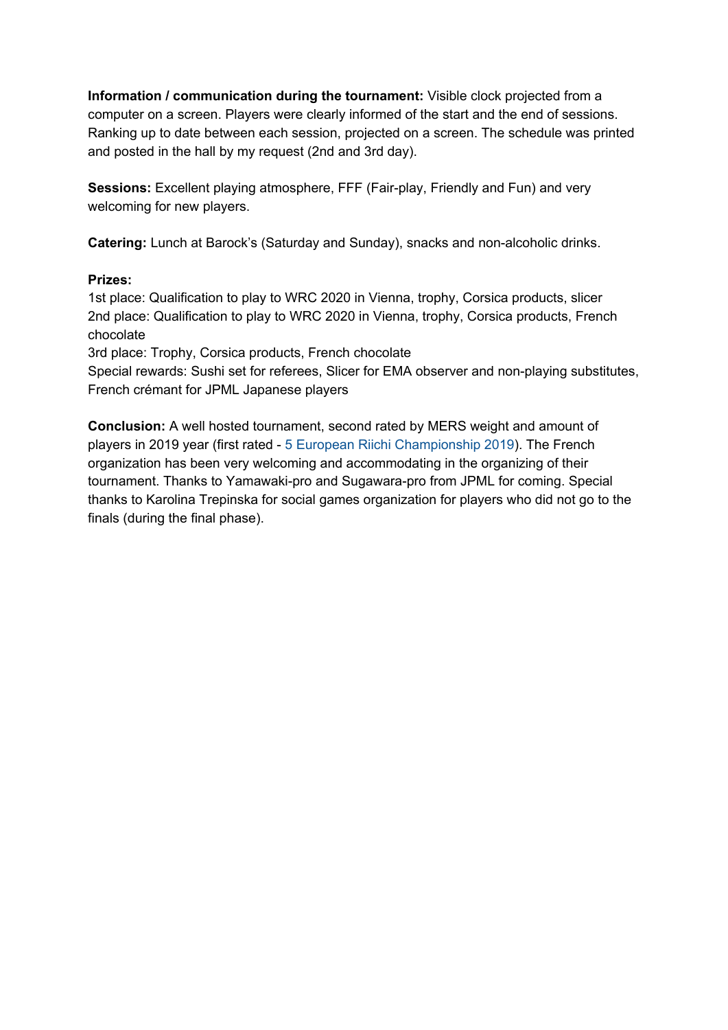**Information / communication during the tournament:** Visible clock projected from a computer on a screen. Players were clearly informed of the start and the end of sessions. Ranking up to date between each session, projected on a screen. The schedule was printed and posted in the hall by my request (2nd and 3rd day).

**Sessions:** Excellent playing atmosphere, FFF (Fair-play, Friendly and Fun) and very welcoming for new players.

**Catering:** Lunch at Barock's (Saturday and Sunday), snacks and non-alcoholic drinks.

**Prizes:**
1st place: Qualification to play to WRC 2020 in Vienna, trophy, Corsica products, slicer
2nd place: Qualification to play to WRC 2020 in Vienna, trophy, Corsica products, French chocolate
3rd place: Trophy, Corsica products, French chocolate
Special rewards: Sushi set for referees, Slicer for EMA observer and non-playing substitutes, French crémant for JPML Japanese players

**Conclusion:** A well hosted tournament, second rated by MERS weight and amount of players in 2019 year (first rated - 5 European Riichi Championship 2019). The French organization has been very welcoming and accommodating in the organizing of their tournament. Thanks to Yamawaki-pro and Sugawara-pro from JPML for coming. Special thanks to Karolina Trepinska for social games organization for players who did not go to the finals (during the final phase).